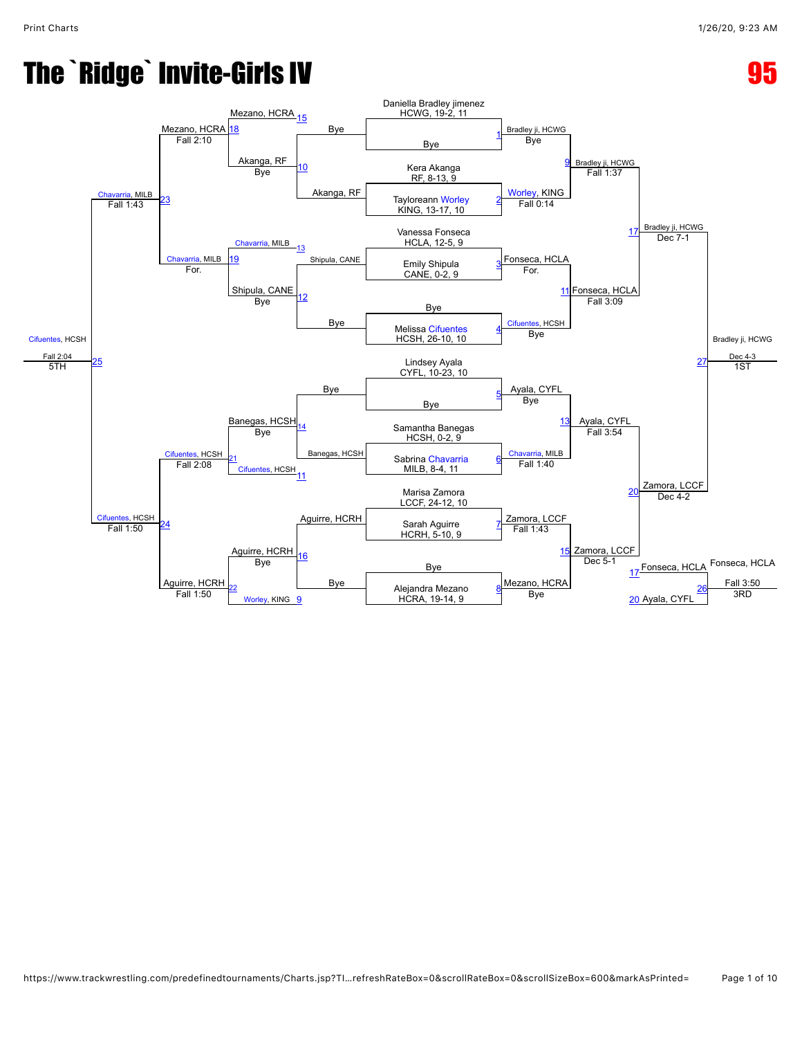# The `Ridge` Invite-Girls IV

**95**

## Championship Bracket

**First round / Quarterfinals**

| Bout | Wrestlers | Winner | Result |
|---|---|---|---|
| 1 | Daniella Bradley jimenez, HCWG, 19-2, 11 vs Bye | Bradley ji, HCWG | Bye |
| 2 | Kera Akanga, RF, 8-13, 9 vs Tayloreann Worley, KING, 13-17, 10 | Worley, KING | Fall 0:14 |
| 3 | Vanessa Fonseca, HCLA, 12-5, 9 vs Emily Shipula, CANE, 0-2, 9 | Fonseca, HCLA | For. |
| 4 | Bye vs Melissa Cifuentes, HCSH, 26-10, 10 | Cifuentes, HCSH | Bye |
| 5 | Lindsey Ayala, CYFL, 10-23, 10 vs Bye | Ayala, CYFL | Bye |
| 6 | Samantha Banegas, HCSH, 0-2, 9 vs Sabrina Chavarria, MILB, 8-4, 11 | Chavarria, MILB | Fall 1:40 |
| 7 | Marisa Zamora, LCCF, 24-12, 10 vs Sarah Aguirre, HCRH, 5-10, 9 | Zamora, LCCF | Fall 1:43 |
| 8 | Bye vs Alejandra Mezano, HCRA, 19-14, 9 | Mezano, HCRA | Bye |

**Semifinals**

| Bout | Wrestlers | Winner | Result |
|---|---|---|---|
| 9 | Bradley ji, HCWG vs Worley, KING | Bradley ji, HCWG | Fall 1:37 |
| 11 | Fonseca, HCLA vs Cifuentes, HCSH | Fonseca, HCLA | Fall 3:09 |
| 13 | Ayala, CYFL vs Chavarria, MILB | Ayala, CYFL | Fall 3:54 |
| 15 | Zamora, LCCF vs Mezano, HCRA | Zamora, LCCF | Dec 5-1 |

**Semifinals (cont.)**

| Bout | Wrestlers | Winner | Result |
|---|---|---|---|
| 17 | Bradley ji, HCWG vs Fonseca, HCLA | Bradley ji, HCWG | Dec 7-1 |
| 20 | Ayala, CYFL vs Zamora, LCCF | Zamora, LCCF | Dec 4-2 |

**Final**

| Bout | Wrestlers | Winner | Result |
|---|---|---|---|
| 27 | Bradley ji, HCWG vs Zamora, LCCF | Bradley ji, HCWG | Dec 4-3 — 1ST |

**3rd Place**

| Bout | Wrestlers | Winner | Result |
|---|---|---|---|
| 26 | Fonseca, HCLA (loser of 17) vs Ayala, CYFL (loser of 20) | Fonseca, HCLA | Fall 3:50 — 3RD |

## Consolation Bracket

| Bout | Wrestlers | Winner | Result |
|---|---|---|---|
| 10 | Akanga, RF vs Bye | Akanga, RF | Bye |
| 12 | Shipula, CANE vs Bye | Shipula, CANE | Bye |
| 14 | Bye vs Banegas, HCSH | Banegas, HCSH | Bye |
| 16 | Aguirre, HCRH vs Bye | Aguirre, HCRH | Bye |
| 18 | Mezano, HCRA (loser of 15) vs Akanga, RF | Mezano, HCRA | Fall 2:10 |
| 19 | Chavarria, MILB (loser of 13) vs Shipula, CANE | Chavarria, MILB | For. |
| 21 | Banegas, HCSH vs Cifuentes, HCSH (loser of 11) | Cifuentes, HCSH | Fall 2:08 |
| 22 | Aguirre, HCRH vs Worley, KING (loser of 9) | Aguirre, HCRH | Fall 1:50 |
| 23 | Mezano, HCRA vs Chavarria, MILB | Chavarria, MILB | Fall 1:43 |
| 24 | Cifuentes, HCSH vs Aguirre, HCRH | Cifuentes, HCSH | Fall 1:50 |
| 25 | Chavarria, MILB vs Cifuentes, HCSH | Cifuentes, HCSH | Fall 2:04 — 5TH |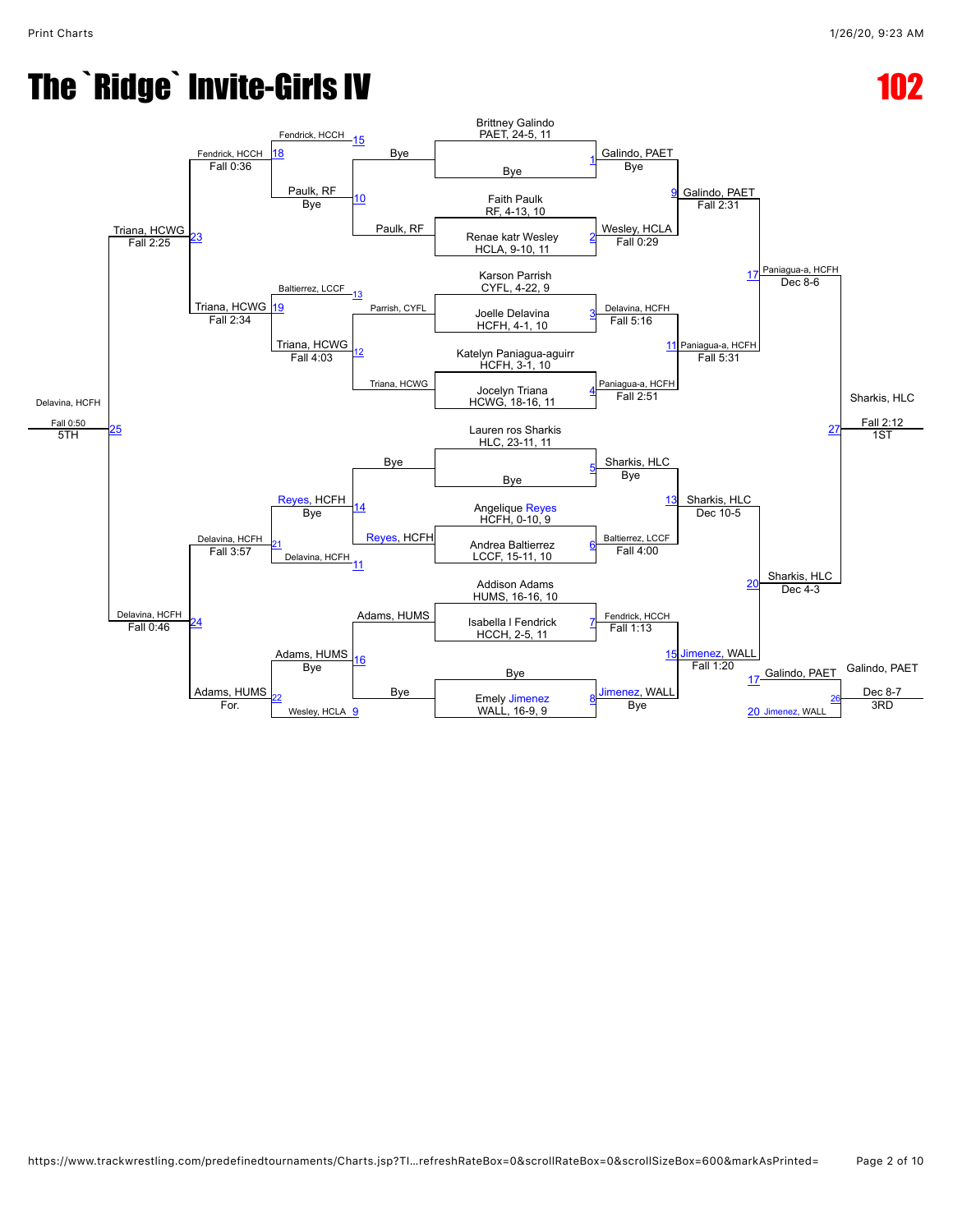# The `Ridge` Invite-Girls IV

# 102

## Championship Bracket

### First Round

| Bout | Wrestler | Wrestler | Winner | Result |
| --- | --- | --- | --- | --- |
| 1 | Brittney Galindo, PAET, 24-5, 11 | Bye | Galindo, PAET | Bye |
| 2 | Faith Paulk, RF, 4-13, 10 | Renae katr Wesley, HCLA, 9-10, 11 | Wesley, HCLA | Fall 0:29 |
| 3 | Karson Parrish, CYFL, 4-22, 9 | Joelle Delavina, HCFH, 4-1, 10 | Delavina, HCFH | Fall 5:16 |
| 4 | Katelyn Paniagua-aguirr, HCFH, 3-1, 10 | Jocelyn Triana, HCWG, 18-16, 11 | Paniagua-a, HCFH | Fall 2:51 |
| 5 | Lauren ros Sharkis, HLC, 23-11, 11 | Bye | Sharkis, HLC | Bye |
| 6 | Angelique Reyes, HCFH, 0-10, 9 | Andrea Baltierrez, LCCF, 15-11, 10 | Baltierrez, LCCF | Fall 4:00 |
| 7 | Addison Adams, HUMS, 16-16, 10 | Isabella I Fendrick, HCCH, 2-5, 11 | Fendrick, HCCH | Fall 1:13 |
| 8 | Bye | Emely Jimenez, WALL, 16-9, 9 | Jimenez, WALL | Bye |

### Quarterfinals

| Bout | Winner | Result |
| --- | --- | --- |
| 9 | Galindo, PAET | Fall 2:31 |
| 11 | Paniagua-a, HCFH | Fall 5:31 |
| 13 | Sharkis, HLC | Dec 10-5 |
| 15 | Jimenez, WALL | Fall 1:20 |

### Semifinals

| Bout | Winner | Result |
| --- | --- | --- |
| 17 | Paniagua-a, HCFH | Dec 8-6 |
| 20 | Sharkis, HLC | Dec 4-3 |

### Final

| Bout | Winner | Result | Place |
| --- | --- | --- | --- |
| 27 | Sharkis, HLC | Fall 2:12 | 1ST |

## Consolation Bracket

### Consolation Round 1

| Bout | Wrestler | Wrestler | Winner | Result |
| --- | --- | --- | --- | --- |
| 10 | Paulk, RF | Bye | Paulk, RF | Bye |
| 12 | Parrish, CYFL | Triana, HCWG | Triana, HCWG | Fall 4:03 |
| 14 | Bye | Reyes, HCFH | Reyes, HCFH | Bye |
| 16 | Adams, HUMS | Bye | Adams, HUMS | Bye |

### Consolation Round 2

| Bout | Wrestler | Wrestler | Winner | Result |
| --- | --- | --- | --- | --- |
| 18 | Fendrick, HCCH (15) | Paulk, RF | Fendrick, HCCH | Fall 0:36 |
| 19 | Baltierrez, LCCF (13) | Triana, HCWG | Triana, HCWG | Fall 2:34 |
| 21 | Reyes, HCFH | Delavina, HCFH (11) | Delavina, HCFH | Fall 3:57 |
| 22 | Adams, HUMS | Wesley, HCLA (9) | Adams, HUMS | For. |

### Consolation Semifinals

| Bout | Winner | Result |
| --- | --- | --- |
| 23 | Triana, HCWG | Fall 2:25 |
| 24 | Delavina, HCFH | Fall 0:46 |

### 5th Place

| Bout | Winner | Result | Place |
| --- | --- | --- | --- |
| 25 | Delavina, HCFH | Fall 0:50 | 5TH |

### 3rd Place

| Bout | Wrestler | Wrestler | Winner | Result | Place |
| --- | --- | --- | --- | --- | --- |
| 26 | Galindo, PAET (17) | Jimenez, WALL (20) | Galindo, PAET | Dec 8-7 | 3RD |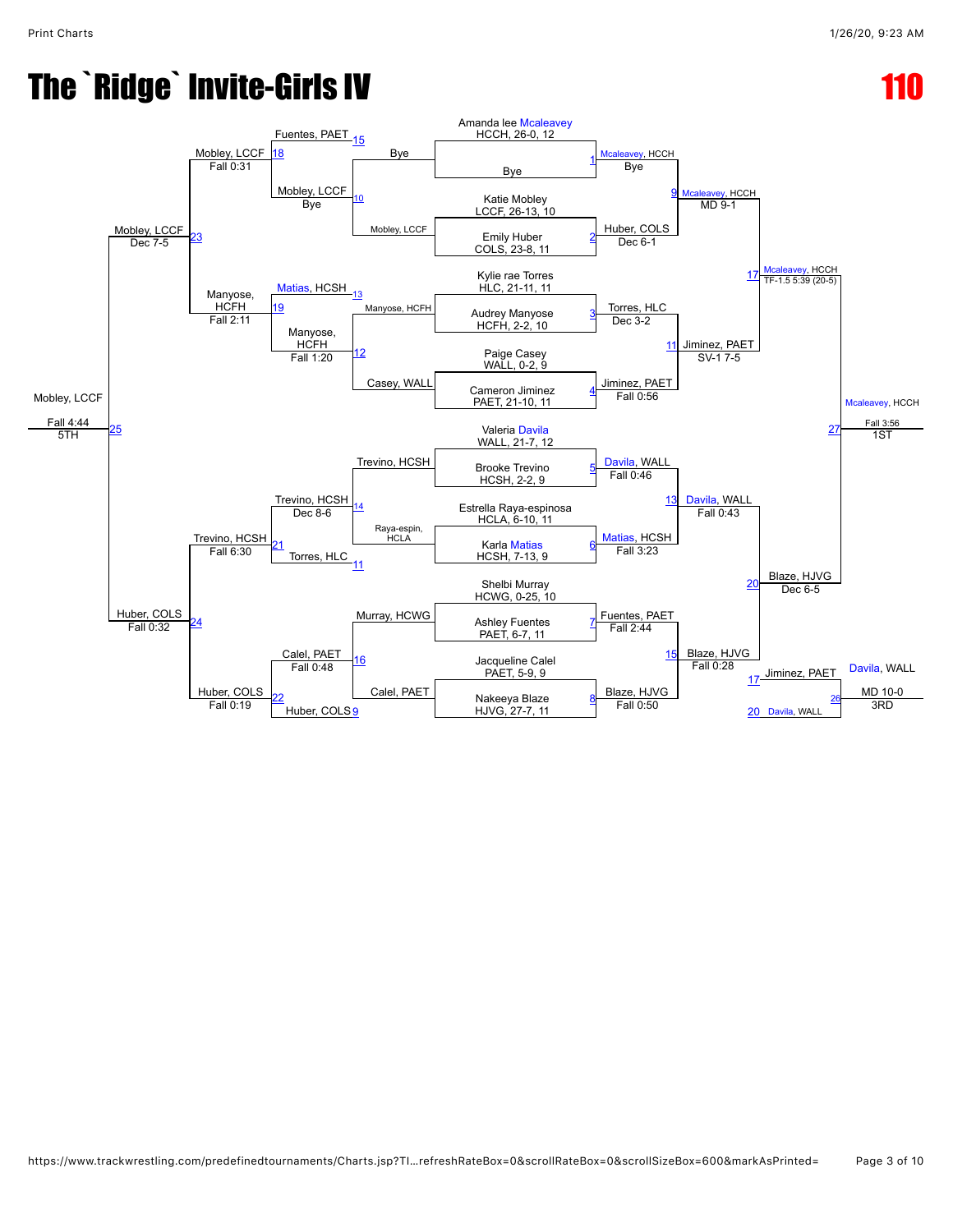# The `Ridge` Invite-Girls IV

# 110

## Championship Bracket

**First round (seeded entries):**

- Amanda lee Mcaleavey, HCCH, 26-0, 12 vs Bye — Match 1: Mcaleavey, HCCH — Bye
- Katie Mobley, LCCF, 26-13, 10 vs Emily Huber, COLS, 23-8, 11 — Match 2: Huber, COLS — Dec 6-1
- Kylie rae Torres, HLC, 21-11, 11 vs Audrey Manyose, HCFH, 2-2, 10 — Match 3: Torres, HLC — Dec 3-2
- Paige Casey, WALL, 0-2, 9 vs Cameron Jiminez, PAET, 21-10, 11 — Match 4: Jiminez, PAET — Fall 0:56
- Valeria Davila, WALL, 21-7, 12 vs Brooke Trevino, HCSH, 2-2, 9 — Match 5: Davila, WALL — Fall 0:46
- Estrella Raya-espinosa, HCLA, 6-10, 11 vs Karla Matias, HCSH, 7-13, 9 — Match 6: Matias, HCSH — Fall 3:23
- Shelbi Murray, HCWG, 0-25, 10 vs Ashley Fuentes, PAET, 6-7, 11 — Match 7: Fuentes, PAET — Fall 2:44
- Jacqueline Calel, PAET, 5-9, 9 vs Nakeeya Blaze, HJVG, 27-7, 11 — Match 8: Blaze, HJVG — Fall 0:50

**Quarterfinals:**

- Match 9: Mcaleavey, HCCH — MD 9-1
- Match 11: Jiminez, PAET — SV-1 7-5
- Match 13: Davila, WALL — Fall 0:43
- Match 15: Blaze, HJVG — Fall 0:28

**Semifinals:**

- Match 17: Mcaleavey, HCCH — TF-1.5 5:39 (20-5)
- Match 20: Blaze, HJVG — Dec 6-5

**Final:**

- Match 27: Mcaleavey, HCCH — Fall 3:56 — 1ST

## Consolation Bracket

- Match 10: Mobley, LCCF (from Bye / Mobley, LCCF) — Bye
- Match 12: Manyose, HCFH vs Casey, WALL — Manyose, HCFH — Fall 1:20
- Match 14: Trevino, HCSH vs Raya-espin, HCLA — Trevino, HCSH — Dec 8-6
- Match 16: Murray, HCWG vs Calel, PAET — Calel, PAET — Fall 0:48
- Match 18: Fuentes, PAET (loser 15) vs Mobley, LCCF — Mobley, LCCF — Fall 0:31
- Match 19: Matias, HCSH (loser 13) vs Manyose, HCFH — Manyose, HCFH — Fall 2:11
- Match 21: Trevino, HCSH vs Torres, HLC (loser 11) — Trevino, HCSH — Fall 6:30
- Match 22: Calel, PAET vs Huber, COLS (loser 9) — Huber, COLS — Fall 0:19
- Match 23: Mobley, LCCF vs Manyose, HCFH — Mobley, LCCF — Dec 7-5
- Match 24: Trevino, HCSH vs Huber, COLS — Huber, COLS — Fall 0:32
- Match 25: Mobley, LCCF vs Huber, COLS — Mobley, LCCF — Fall 4:44 — 5TH
- Match 26: Jiminez, PAET (loser 17) vs Davila, WALL (loser 20) — Davila, WALL — MD 10-0 — 3RD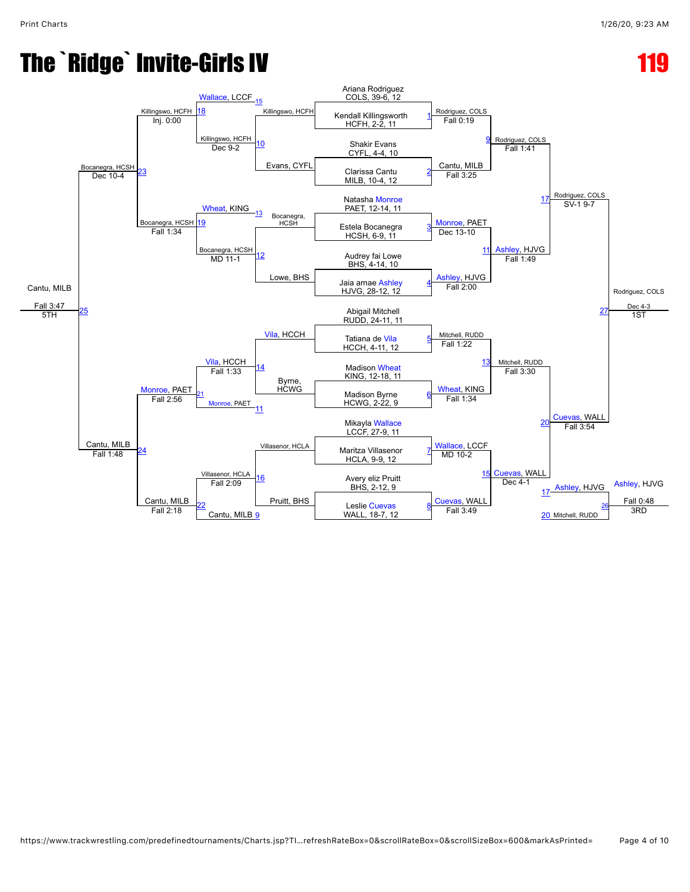# The `Ridge` Invite-Girls IV

**119**

## Championship Bracket

| Bout | Wrestler | Team, Record, Grade |
| --- | --- | --- |
| 1 | Ariana Rodriguez | COLS, 39-6, 12 |
| 1 | Kendall Killingsworth | HCFH, 2-2, 11 |
| 2 | Shakir Evans | CYFL, 4-4, 10 |
| 2 | Clarissa Cantu | MILB, 10-4, 12 |
| 3 | Natasha Monroe | PAET, 12-14, 11 |
| 3 | Estela Bocanegra | HCSH, 6-9, 11 |
| 4 | Audrey fai Lowe | BHS, 4-14, 10 |
| 4 | Jaia arnae Ashley | HJVG, 28-12, 12 |
| 5 | Abigail Mitchell | RUDD, 24-11, 11 |
| 5 | Tatiana de Vila | HCCH, 4-11, 12 |
| 6 | Madison Wheat | KING, 12-18, 11 |
| 6 | Madison Byrne | HCWG, 2-22, 9 |
| 7 | Mikayla Wallace | LCCF, 27-9, 11 |
| 7 | Maritza Villasenor | HCLA, 9-9, 12 |
| 8 | Avery eliz Pruitt | BHS, 2-12, 9 |
| 8 | Leslie Cuevas | WALL, 18-7, 12 |

### Championship Results

| Bout | Winner | Result |
| --- | --- | --- |
| 1 | Rodriguez, COLS | Fall 0:19 |
| 2 | Cantu, MILB | Fall 3:25 |
| 3 | Monroe, PAET | Dec 13-10 |
| 4 | Ashley, HJVG | Fall 2:00 |
| 5 | Mitchell, RUDD | Fall 1:22 |
| 6 | Wheat, KING | Fall 1:34 |
| 7 | Wallace, LCCF | MD 10-2 |
| 8 | Cuevas, WALL | Fall 3:49 |
| 9 | Rodriguez, COLS | Fall 1:41 |
| 11 | Ashley, HJVG | Fall 1:49 |
| 13 | Mitchell, RUDD | Fall 3:30 |
| 15 | Cuevas, WALL | Dec 4-1 |
| 17 | Rodriguez, COLS | SV-1 9-7 |
| 20 | Cuevas, WALL | Fall 3:54 |
| 27 | Rodriguez, COLS | Dec 4-3 — 1ST |

## Consolation Bracket

| Bout | Wrestlers | Winner | Result |
| --- | --- | --- | --- |
| 9 | Pruitt, BHS / Cantu, MILB | Villasenor, HCLA | |
| 10 | Killingswo, HCFH / Evans, CYFL | Killingswo, HCFH | Dec 9-2 |
| 11 | Byrne, HCWG / Monroe, PAET | | |
| 12 | Bocanegra, HCSH / Lowe, BHS | Bocanegra, HCSH | MD 11-1 |
| 13 | Wheat, KING / Bocanegra, HCSH | | |
| 14 | Vila, HCCH / Byrne, HCWG | Vila, HCCH | Fall 1:33 |
| 15 | Wallace, LCCF / Killingswo, HCFH | | |
| 16 | Villasenor, HCLA / Pruitt, BHS | Villasenor, HCLA | Fall 2:09 |
| 18 | Wallace, LCCF / Killingswo, HCFH | Killingswo, HCFH | Inj. 0:00 |
| 19 | Wheat, KING / Bocanegra, HCSH | Bocanegra, HCSH | Fall 1:34 |
| 21 | Vila, HCCH / Monroe, PAET | Monroe, PAET | Fall 2:56 |
| 22 | Villasenor, HCLA / Cantu, MILB | Cantu, MILB | Fall 2:18 |
| 23 | Killingswo, HCFH / Bocanegra, HCSH | Bocanegra, HCSH | Dec 10-4 |
| 24 | Monroe, PAET / Cantu, MILB | Cantu, MILB | Fall 1:48 |
| 25 | Bocanegra, HCSH / Cantu, MILB | Cantu, MILB | Fall 3:47 — 5TH |
| 26 | Ashley, HJVG (17) / Mitchell, RUDD (20) | Ashley, HJVG | Fall 0:48 — 3RD |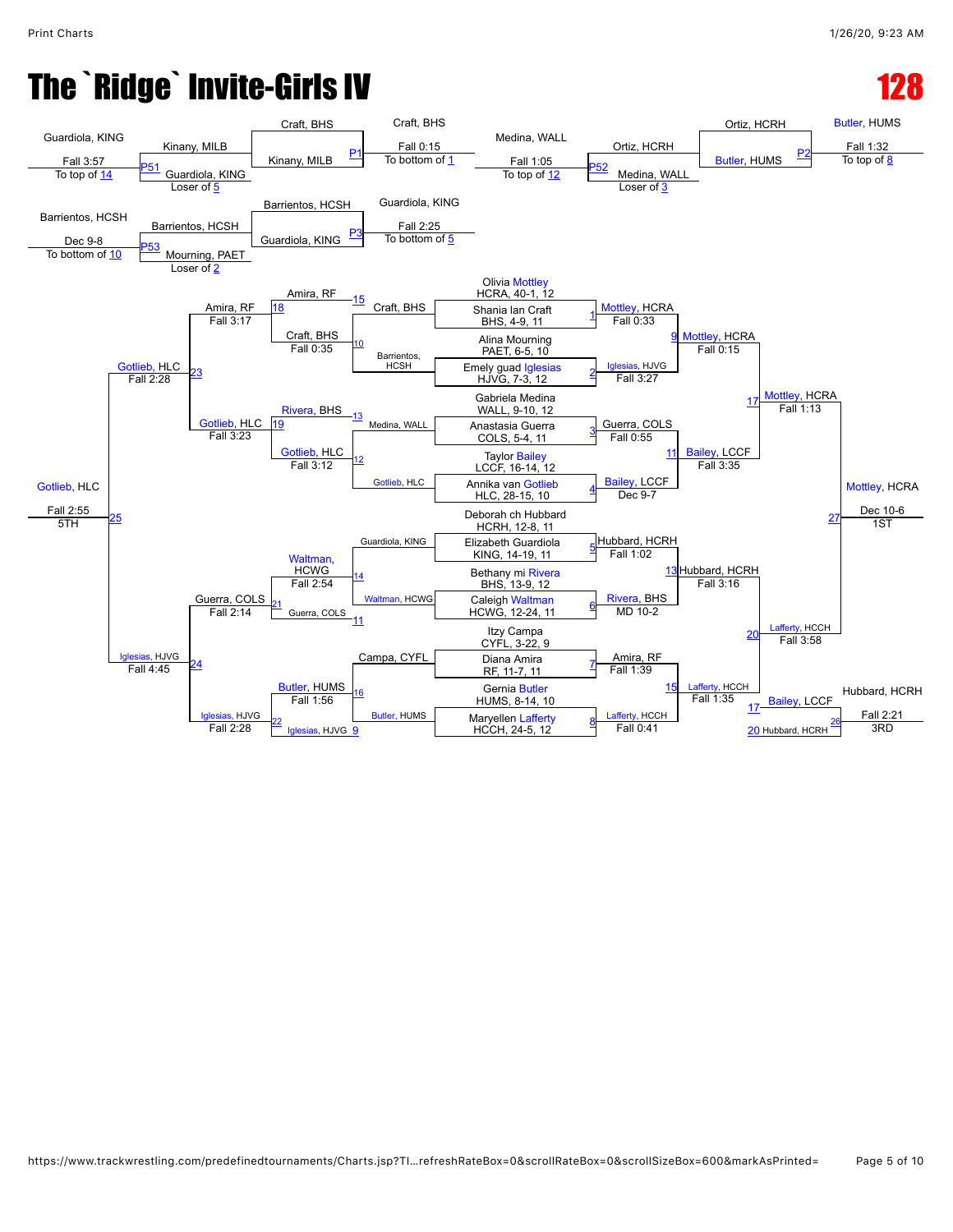# The `Ridge` Invite-Girls IV

## 128

### Pigtail / Wrestle-back Matches

| Match | Wrestler | Wrestler | Winner | Result | Destination |
|---|---|---|---|---|---|
| P51 | Guardiola, KING (Fall 3:57, To top of 14) | Kinany, MILB | Kinany, MILB | Loser of 5 | |
| P1 | Craft, BHS | Kinany, MILB | Craft, BHS | Fall 0:15 | To bottom of 1 |
| P53 | Barrientos, HCSH (Dec 9-8, To bottom of 10) | Mourning, PAET (Loser of 2) | Barrientos, HCSH | | |
| P3 | Barrientos, HCSH | Guardiola, KING | Guardiola, KING | Fall 2:25 | To bottom of 5 |
| P52 | Medina, WALL (Fall 1:05, To top of 12) | Ortiz, HCRH | Ortiz, HCRH | Medina, WALL Loser of 3 | |
| P2 | Ortiz, HCRH | Butler, HUMS | Butler, HUMS | Fall 1:32 | To top of 8 |

### Championship Bracket

| Match | Wrestler | Wrestler | Winner | Result |
|---|---|---|---|---|
| 1 | Olivia Mottley, HCRA, 40-1, 12 | Shania lan Craft, BHS, 4-9, 11 | Mottley, HCRA | Fall 0:33 |
| 2 | Alina Mourning, PAET, 6-5, 10 | Emely guad Iglesias, HJVG, 7-3, 12 | Iglesias, HJVG | Fall 3:27 |
| 3 | Gabriela Medina, WALL, 9-10, 12 | Anastasia Guerra, COLS, 5-4, 11 | Guerra, COLS | Fall 0:55 |
| 4 | Taylor Bailey, LCCF, 16-14, 12 | Annika van Gotlieb, HLC, 28-15, 10 | Bailey, LCCF | Dec 9-7 |
| 5 | Deborah ch Hubbard, HCRH, 12-8, 11 | Elizabeth Guardiola, KING, 14-19, 11 | Hubbard, HCRH | Fall 1:02 |
| 6 | Bethany mi Rivera, BHS, 13-9, 12 | Caleigh Waltman, HCWG, 12-24, 11 | Rivera, BHS | MD 10-2 |
| 7 | Itzy Campa, CYFL, 3-22, 9 | Diana Amira, RF, 11-7, 11 | Amira, RF | Fall 1:39 |
| 8 | Gernia Butler, HUMS, 8-14, 10 | Maryellen Lafferty, HCCH, 24-5, 12 | Lafferty, HCCH | Fall 0:41 |
| 9 | Mottley, HCRA | Iglesias, HJVG | Mottley, HCRA | Fall 0:15 |
| 11 | Guerra, COLS | Bailey, LCCF | Bailey, LCCF | Fall 3:35 |
| 13 | Hubbard, HCRH | Rivera, BHS | Hubbard, HCRH | Fall 3:16 |
| 15 | Amira, RF | Lafferty, HCCH | Lafferty, HCCH | Fall 1:35 |
| 17 | Mottley, HCRA | Bailey, LCCF | Mottley, HCRA | Fall 1:13 |
| 20 | Hubbard, HCRH | Lafferty, HCCH | Lafferty, HCCH | Fall 3:58 |
| 27 | Mottley, HCRA | Lafferty, HCCH | Mottley, HCRA | Dec 10-6 — 1ST |

### Consolation Bracket

| Match | Wrestler | Wrestler | Winner | Result |
|---|---|---|---|---|
| 10 | Craft, BHS | Barrientos, HCSH | Craft, BHS | Fall 0:35 |
| 12 | Medina, WALL | Gotlieb, HLC | Gotlieb, HLC | Fall 3:12 |
| 14 | Guardiola, KING | Waltman, HCWG | Waltman, HCWG | Fall 2:54 |
| 11 | Guerra, COLS | | | |
| 16 | Campa, CYFL | Butler, HUMS | Butler, HUMS | Fall 1:56 |
| 9 | Iglesias, HJVG | | | |
| 15 | Amira, RF | | | |
| 18 | Amira, RF | Craft, BHS | Amira, RF | Fall 3:17 |
| 19 | Rivera, BHS | Gotlieb, HLC | Gotlieb, HLC | Fall 3:23 |
| 21 | Waltman, HCWG | Guerra, COLS | Guerra, COLS | Fall 2:14 |
| 22 | Butler, HUMS | Iglesias, HJVG | Iglesias, HJVG | Fall 2:28 |
| 23 | Amira, RF | Gotlieb, HLC | Gotlieb, HLC | Fall 2:28 |
| 24 | Guerra, COLS | Iglesias, HJVG | Iglesias, HJVG | Fall 4:45 |
| 25 | Gotlieb, HLC | Iglesias, HJVG | Gotlieb, HLC | Fall 2:55 — 5TH |
| 26 | 17 Bailey, LCCF | 20 Hubbard, HCRH | Hubbard, HCRH | Fall 2:21 — 3RD |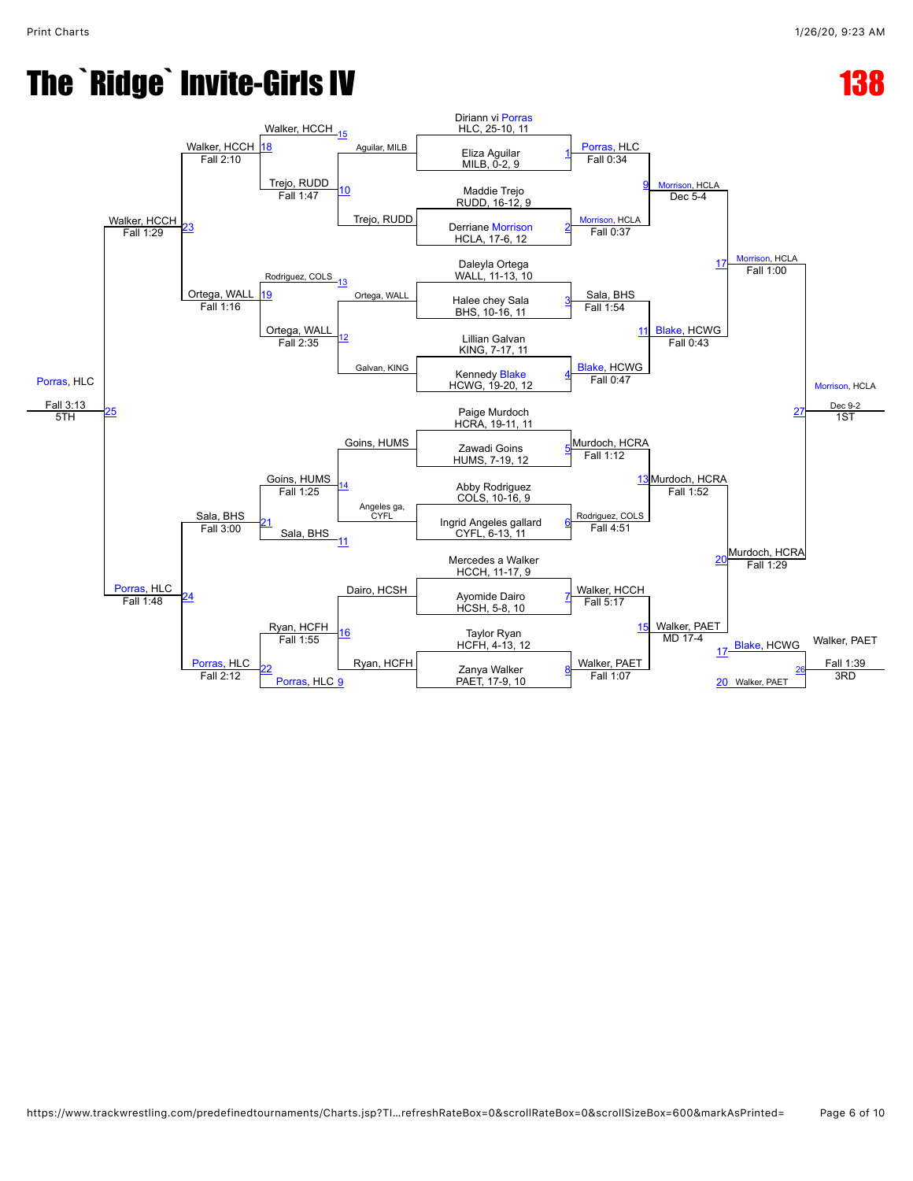# The `Ridge` Invite-Girls IV

## 138

### Championship Bracket

| Match | Wrestler 1 | Wrestler 2 | Winner | Result |
|---|---|---|---|---|
| 1 | Diriann vi Porras, HLC, 25-10, 11 | Eliza Aguilar, MILB, 0-2, 9 | Porras, HLC | Fall 0:34 |
| 2 | Maddie Trejo, RUDD, 16-12, 9 | Derriane Morrison, HCLA, 17-6, 12 | Morrison, HCLA | Fall 0:37 |
| 3 | Daleyla Ortega, WALL, 11-13, 10 | Halee chey Sala, BHS, 10-16, 11 | Sala, BHS | Fall 1:54 |
| 4 | Lillian Galvan, KING, 7-17, 11 | Kennedy Blake, HCWG, 19-20, 12 | Blake, HCWG | Fall 0:47 |
| 5 | Paige Murdoch, HCRA, 19-11, 11 | Zawadi Goins, HUMS, 7-19, 12 | Murdoch, HCRA | Fall 1:12 |
| 6 | Abby Rodriguez, COLS, 10-16, 9 | Ingrid Angeles gallard, CYFL, 6-13, 11 | Rodriguez, COLS | Fall 4:51 |
| 7 | Mercedes a Walker, HCCH, 11-17, 9 | Ayomide Dairo, HCSH, 5-8, 10 | Walker, HCCH | Fall 5:17 |
| 8 | Taylor Ryan, HCFH, 4-13, 12 | Zanya Walker, PAET, 17-9, 10 | Walker, PAET | Fall 1:07 |
| 9 | Porras, HLC | Morrison, HCLA | Morrison, HCLA | Dec 5-4 |
| 11 | Sala, BHS | Blake, HCWG | Blake, HCWG | Fall 0:43 |
| 13 | Murdoch, HCRA | Rodriguez, COLS | Murdoch, HCRA | Fall 1:52 |
| 15 | Walker, HCCH | Walker, PAET | Walker, PAET | MD 17-4 |
| 17 | Morrison, HCLA | Blake, HCWG | Morrison, HCLA | Fall 1:00 |
| 20 | Murdoch, HCRA | Walker, PAET | Murdoch, HCRA | Fall 1:29 |
| 27 | Morrison, HCLA | Murdoch, HCRA | Morrison, HCLA (1ST) | Dec 9-2 |

### Consolation Bracket

| Match | Wrestler 1 | Wrestler 2 | Winner | Result |
|---|---|---|---|---|
| 15 | Walker, HCCH | Aguilar, MILB | Walker, HCCH | |
| 10 | Trejo, RUDD | | Trejo, RUDD | |
| 13 | Rodriguez, COLS | Ortega, WALL | Ortega, WALL | |
| 12 | Ortega, WALL | Galvan, KING | Ortega, WALL | |
| 14 | Goins, HUMS | Angeles ga, CYFL | Goins, HUMS | |
| 11 | Sala, BHS | | Sala, BHS | |
| 16 | Dairo, HCSH | Ryan, HCFH | Ryan, HCFH | |
| 9 | Porras, HLC | | Porras, HLC | |
| 18 | Walker, HCCH | Trejo, RUDD | Walker, HCCH | Fall 2:10 |
| 10 | Trejo, RUDD | | | Fall 1:47 |
| 19 | Rodriguez, COLS | Ortega, WALL | Ortega, WALL | Fall 1:16 |
| 12 | Ortega, WALL | | | Fall 2:35 |
| 21 | Goins, HUMS | Sala, BHS | Sala, BHS | Fall 3:00 |
| 14 | Goins, HUMS | | | Fall 1:25 |
| 22 | Ryan, HCFH | Porras, HLC | Porras, HLC | Fall 2:12 |
| 16 | Ryan, HCFH | | | Fall 1:55 |
| 23 | Walker, HCCH | Ortega, WALL | Walker, HCCH | Fall 1:29 |
| 24 | Sala, BHS | Porras, HLC | Porras, HLC | Fall 1:48 |
| 25 | Walker, HCCH | Porras, HLC | Porras, HLC (5TH) | Fall 3:13 |
| 26 | Blake, HCWG | Walker, PAET | Walker, PAET (3RD) | Fall 1:39 |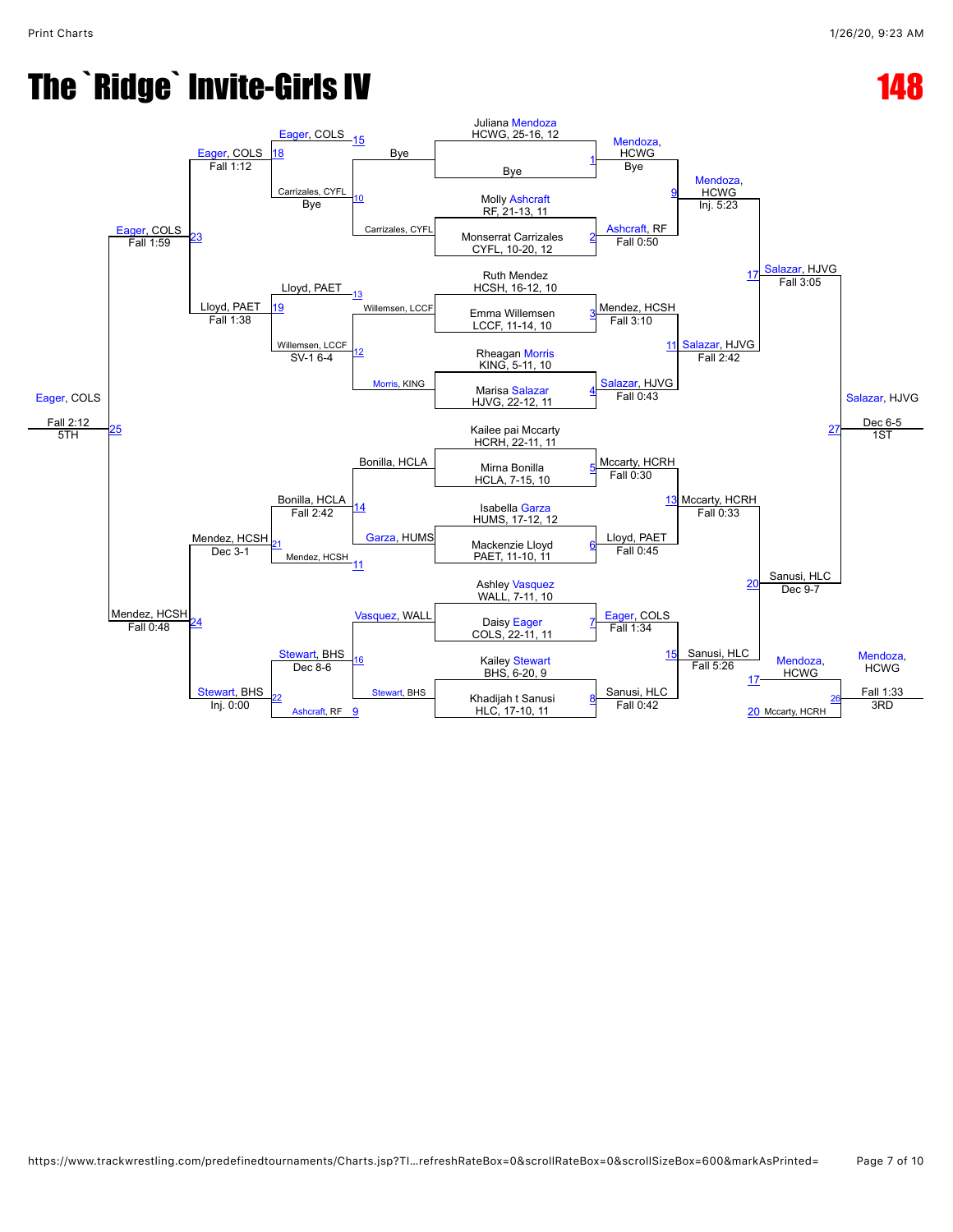# The `Ridge` Invite-Girls IV

## 148

### Championship Bracket

| Match | Wrestler 1 | Wrestler 2 | Winner | Result |
|---|---|---|---|---|
| 1 | Juliana Mendoza, HCWG, 25-16, 12 | Bye | Mendoza, HCWG | Bye |
| 2 | Molly Ashcraft, RF, 21-13, 11 | Monserrat Carrizales, CYFL, 10-20, 12 | Ashcraft, RF | Fall 0:50 |
| 3 | Ruth Mendez, HCSH, 16-12, 10 | Emma Willemsen, LCCF, 11-14, 10 | Mendez, HCSH | Fall 3:10 |
| 4 | Rheagan Morris, KING, 5-11, 10 | Marisa Salazar, HJVG, 22-12, 11 | Salazar, HJVG | Fall 0:43 |
| 5 | Kailee pai Mccarty, HCRH, 22-11, 11 | Mirna Bonilla, HCLA, 7-15, 10 | Mccarty, HCRH | Fall 0:30 |
| 6 | Isabella Garza, HUMS, 17-12, 12 | Mackenzie Lloyd, PAET, 11-10, 11 | Lloyd, PAET | Fall 0:45 |
| 7 | Ashley Vasquez, WALL, 7-11, 10 | Daisy Eager, COLS, 22-11, 11 | Eager, COLS | Fall 1:34 |
| 8 | Kailey Stewart, BHS, 6-20, 9 | Khadijah t Sanusi, HLC, 17-10, 11 | Sanusi, HLC | Fall 0:42 |
| 9 | Mendoza, HCWG | Ashcraft, RF | Mendoza, HCWG | Inj. 5:23 |
| 11 | Mendez, HCSH | Salazar, HJVG | Salazar, HJVG | Fall 2:42 |
| 13 | Mccarty, HCRH | Lloyd, PAET | Mccarty, HCRH | Fall 0:33 |
| 15 | Eager, COLS | Sanusi, HLC | Sanusi, HLC | Fall 5:26 |
| 17 | Mendoza, HCWG | Salazar, HJVG | Salazar, HJVG | Fall 3:05 |
| 20 | Mccarty, HCRH | Sanusi, HLC | Sanusi, HLC | Dec 9-7 |
| 27 | Salazar, HJVG | Sanusi, HLC | Salazar, HJVG | Dec 6-5 (1ST) |

### Consolation Bracket

| Match | Wrestler 1 | Wrestler 2 | Winner | Result |
|---|---|---|---|---|
| 10 | Bye | Carrizales, CYFL | Carrizales, CYFL | Bye |
| 12 | Willemsen, LCCF | Morris, KING | Willemsen, LCCF | SV-1 6-4 |
| 14 | Bonilla, HCLA | Garza, HUMS | Bonilla, HCLA | Fall 2:42 |
| 16 | Vasquez, WALL | Stewart, BHS | Stewart, BHS | Dec 8-6 |
| 18 | Eager, COLS | Carrizales, CYFL | Eager, COLS | Fall 1:12 |
| 19 | Lloyd, PAET | Willemsen, LCCF | Lloyd, PAET | Fall 1:38 |
| 21 | Bonilla, HCLA | Mendez, HCSH | Mendez, HCSH | Dec 3-1 |
| 22 | Stewart, BHS | Ashcraft, RF | Stewart, BHS | Inj. 0:00 |
| 23 | Eager, COLS | Lloyd, PAET | Eager, COLS | Fall 1:59 |
| 24 | Mendez, HCSH | Stewart, BHS | Mendez, HCSH | Fall 0:48 |
| 25 | Eager, COLS | Mendez, HCSH | Eager, COLS | Fall 2:12 (5TH) |
| 26 | Mendoza, HCWG | Mccarty, HCRH | Mendoza, HCWG | Fall 1:33 (3RD) |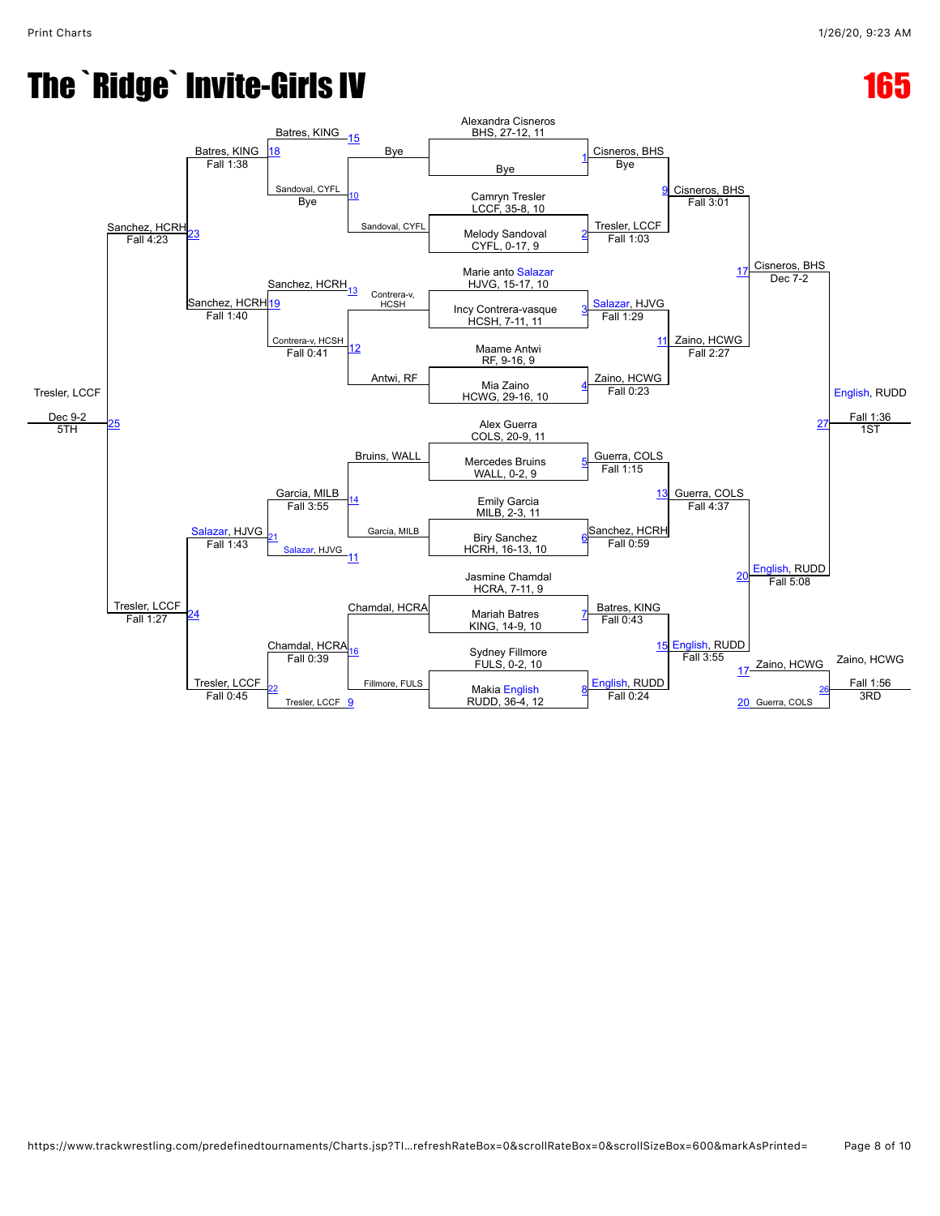# The `Ridge` Invite-Girls IV

# 165

## Championship Bracket

| Match | Wrestler 1 | Wrestler 2 | Winner | Result |
|---|---|---|---|---|
| 1 | Alexandra Cisneros, BHS, 27-12, 11 | Bye | Cisneros, BHS | Bye |
| 2 | Camryn Tresler, LCCF, 35-8, 10 | Melody Sandoval, CYFL, 0-17, 9 | Tresler, LCCF | Fall 1:03 |
| 3 | Marie anto Salazar, HJVG, 15-17, 10 | Incy Contrera-vasque, HCSH, 7-11, 11 | Salazar, HJVG | Fall 1:29 |
| 4 | Maame Antwi, RF, 9-16, 9 | Mia Zaino, HCWG, 29-16, 10 | Zaino, HCWG | Fall 0:23 |
| 5 | Alex Guerra, COLS, 20-9, 11 | Mercedes Bruins, WALL, 0-2, 9 | Guerra, COLS | Fall 1:15 |
| 6 | Emily Garcia, MILB, 2-3, 11 | Biry Sanchez, HCRH, 16-13, 10 | Sanchez, HCRH | Fall 0:59 |
| 7 | Jasmine Chamdal, HCRA, 7-11, 9 | Mariah Batres, KING, 14-9, 10 | Batres, KING | Fall 0:43 |
| 8 | Sydney Fillmore, FULS, 0-2, 10 | Makia English, RUDD, 36-4, 12 | English, RUDD | Fall 0:24 |
| 9 | Cisneros, BHS | Tresler, LCCF | Cisneros, BHS | Fall 3:01 |
| 11 | Salazar, HJVG | Zaino, HCWG | Zaino, HCWG | Fall 2:27 |
| 13 | Guerra, COLS | Sanchez, HCRH | Guerra, COLS | Fall 4:37 |
| 15 | Batres, KING | English, RUDD | English, RUDD | Fall 3:55 |
| 17 | Cisneros, BHS | Zaino, HCWG | Cisneros, BHS | Dec 7-2 |
| 20 | Guerra, COLS | English, RUDD | English, RUDD | Fall 5:08 |
| 27 | Cisneros, BHS | English, RUDD | English, RUDD (1ST) | Fall 1:36 |

## Consolation Bracket

| Match | Wrestler 1 | Wrestler 2 | Winner | Result |
|---|---|---|---|---|
| 10 | Bye | Sandoval, CYFL | Sandoval, CYFL | Bye |
| 12 | Contrera-v, HCSH | Antwi, RF | Contrera-v, HCSH | Fall 0:41 |
| 14 | Bruins, WALL | Garcia, MILB | Garcia, MILB | Fall 3:55 |
| 16 | Chamdal, HCRA | Fillmore, FULS | Chamdal, HCRA | Fall 0:39 |
| 18 | Batres, KING | Sandoval, CYFL | Batres, KING | Fall 1:38 |
| 19 | Sanchez, HCRH | Contrera-v, HCSH | Sanchez, HCRH | Fall 1:40 |
| 21 | Garcia, MILB | Salazar, HJVG | Salazar, HJVG | Fall 1:43 |
| 22 | Chamdal, HCRA | Tresler, LCCF | Tresler, LCCF | Fall 0:45 |
| 23 | Batres, KING | Sanchez, HCRH | Sanchez, HCRH | Fall 4:23 |
| 24 | Salazar, HJVG | Tresler, LCCF | Tresler, LCCF | Fall 1:27 |
| 25 | Sanchez, HCRH | Tresler, LCCF | Tresler, LCCF (5TH) | Dec 9-2 |
| 26 | Zaino, HCWG | Guerra, COLS | Zaino, HCWG (3RD) | Fall 1:56 |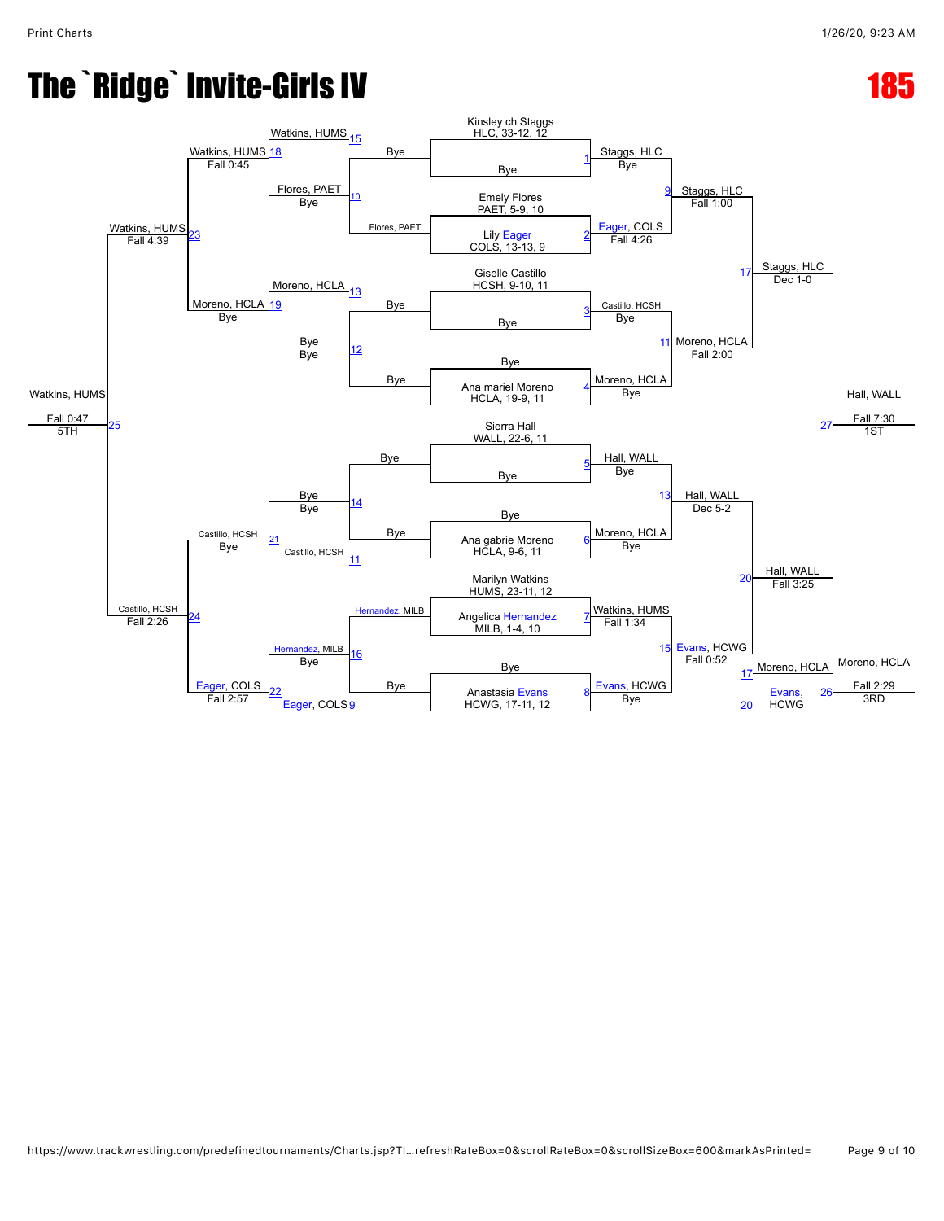# The `Ridge` Invite-Girls IV

# 185

## Championship Bracket

| Bout | Wrestler 1 | Wrestler 2 | Winner | Result |
|---|---|---|---|---|
| 1 | Kinsley ch Staggs, HLC, 33-12, 12 | Bye | Staggs, HLC | Bye |
| 2 | Emely Flores, PAET, 5-9, 10 | Lily Eager, COLS, 13-13, 9 | Eager, COLS | Fall 4:26 |
| 3 | Giselle Castillo, HCSH, 9-10, 11 | Bye | Castillo, HCSH | Bye |
| 4 | Bye | Ana mariel Moreno, HCLA, 19-9, 11 | Moreno, HCLA | Bye |
| 5 | Sierra Hall, WALL, 22-6, 11 | Bye | Hall, WALL | Bye |
| 6 | Bye | Ana gabrie Moreno, HCLA, 9-6, 11 | Moreno, HCLA | Bye |
| 7 | Marilyn Watkins, HUMS, 23-11, 12 | Angelica Hernandez, MILB, 1-4, 10 | Watkins, HUMS | Fall 1:34 |
| 8 | Bye | Anastasia Evans, HCWG, 17-11, 12 | Evans, HCWG | Bye |
| 9 | Staggs, HLC | Eager, COLS | Staggs, HLC | Fall 1:00 |
| 11 | Castillo, HCSH | Moreno, HCLA | Moreno, HCLA | Fall 2:00 |
| 13 | Hall, WALL | Moreno, HCLA | Hall, WALL | Dec 5-2 |
| 15 | Watkins, HUMS | Evans, HCWG | Evans, HCWG | Fall 0:52 |
| 17 | Staggs, HLC | Moreno, HCLA | Staggs, HLC | Dec 1-0 |
| 20 | Hall, WALL | Evans, HCWG | Hall, WALL | Fall 3:25 |
| 27 | Staggs, HLC | Hall, WALL | Hall, WALL (1ST) | Fall 7:30 |

## 3rd Place

| Bout | Wrestler 1 | Wrestler 2 | Winner | Result |
|---|---|---|---|---|
| 26 | Moreno, HCLA (17) | Evans, HCWG (20) | Moreno, HCLA (3RD) | Fall 2:29 |

## Consolation Bracket

| Bout | Wrestler 1 | Wrestler 2 | Winner | Result |
|---|---|---|---|---|
| 10 | Bye | Flores, PAET | Flores, PAET | Bye |
| 12 | Bye | Bye | Bye | Bye |
| 14 | Bye | Bye | Bye | Bye |
| 16 | Hernandez, MILB | Bye | Hernandez, MILB | Bye |
| 18 | Watkins, HUMS (15) | Flores, PAET | Watkins, HUMS | Fall 0:45 |
| 19 | Moreno, HCLA (13) | Bye | Moreno, HCLA | Bye |
| 21 | Bye | Castillo, HCSH (11) | Castillo, HCSH | Bye |
| 22 | Hernandez, MILB | Eager, COLS (9) | Eager, COLS | Fall 2:57 |
| 23 | Watkins, HUMS | Moreno, HCLA | Watkins, HUMS | Fall 4:39 |
| 24 | Castillo, HCSH | Eager, COLS | Castillo, HCSH | Fall 2:26 |
| 25 | Watkins, HUMS | Castillo, HCSH | Watkins, HUMS (5TH) | Fall 0:47 |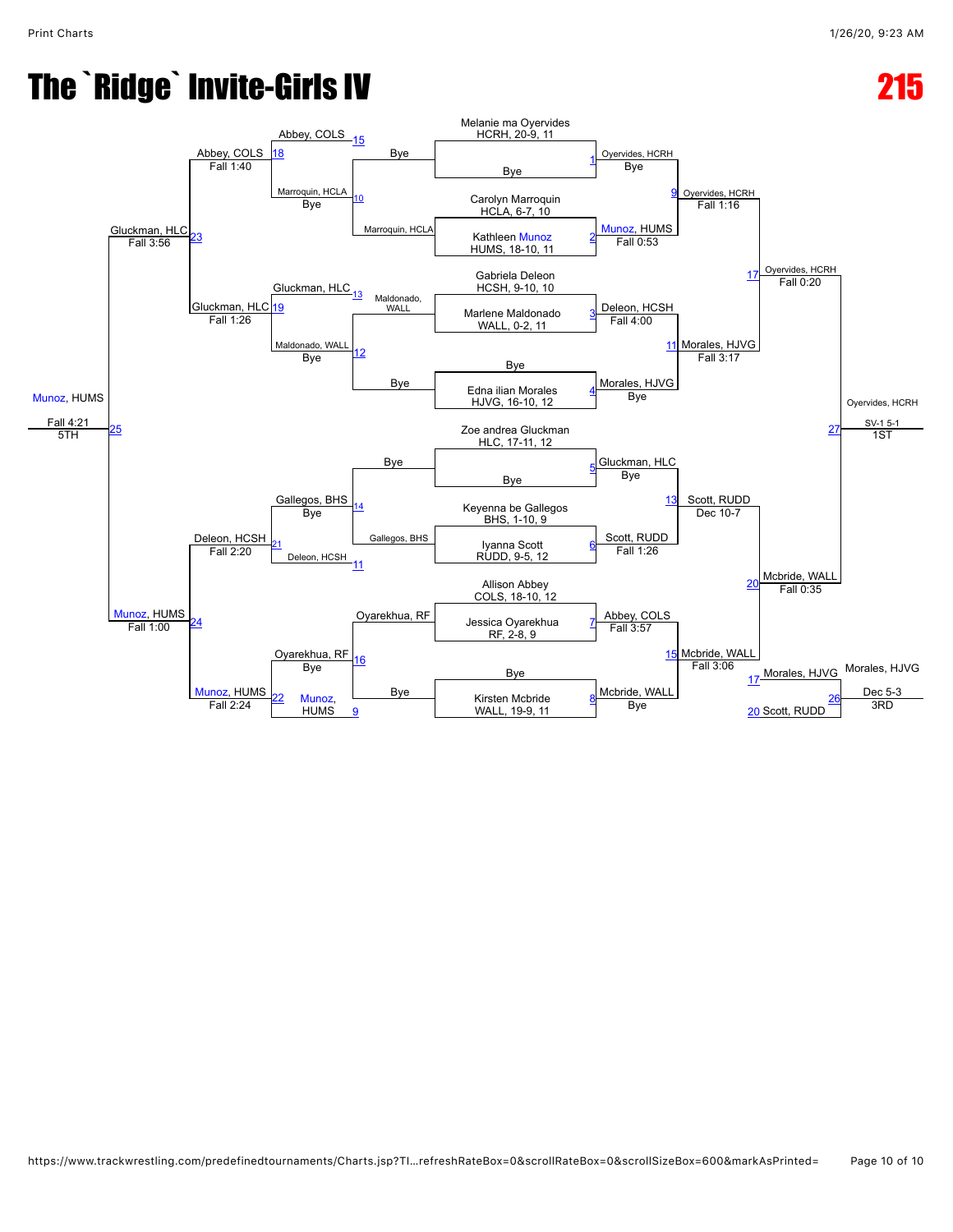# The `Ridge` Invite-Girls IV

**215**

Melanie ma Oyervides
HCRH, 20-9, 11

Bye

1 Oyervides, HCRH
Bye

Carolyn Marroquin
HCLA, 6-7, 10

Kathleen Munoz
HUMS, 18-10, 11

2 Munoz, HUMS
Fall 0:53

9 Oyervides, HCRH
Fall 1:16

Gabriela Deleon
HCSH, 9-10, 10

Marlene Maldonado
WALL, 0-2, 11

3 Deleon, HCSH
Fall 4:00

Bye

Edna ilian Morales
HJVG, 16-10, 12

4 Morales, HJVG
Bye

11 Morales, HJVG
Fall 3:17

17 Oyervides, HCRH
Fall 0:20

Zoe andrea Gluckman
HLC, 17-11, 12

Bye

5 Gluckman, HLC
Bye

Keyenna be Gallegos
BHS, 1-10, 9

Iyanna Scott
RUDD, 9-5, 12

6 Scott, RUDD
Fall 1:26

13 Scott, RUDD
Dec 10-7

Allison Abbey
COLS, 18-10, 12

Jessica Oyarekhua
RF, 2-8, 9

7 Abbey, COLS
Fall 3:57

Bye

Kirsten Mcbride
WALL, 19-9, 11

8 Mcbride, WALL
Bye

15 Mcbride, WALL
Fall 3:06

20 Mcbride, WALL
Fall 0:35

27 Oyervides, HCRH
SV-1 5-1
1ST

17 Morales, HJVG
20 Scott, RUDD

26 Morales, HJVG
Dec 5-3
3RD

Consolation:

Bye
Marroquin, HCLA
10 Marroquin, HCLA
Bye

Abbey, COLS 15

18 Abbey, COLS
Fall 1:40

Maldonado, WALL
Bye
12 Maldonado, WALL
Bye

Gluckman, HLC 13

19 Gluckman, HLC
Fall 1:26

23 Gluckman, HLC
Fall 3:56

Bye
Gallegos, BHS
14 Gallegos, BHS
Bye

Deleon, HCSH 11

21 Deleon, HCSH
Fall 2:20

Oyarekhua, RF
Bye
16 Oyarekhua, RF
Bye

Munoz, HUMS 9

22 Munoz, HUMS
Fall 2:24

24 Munoz, HUMS
Fall 1:00

25 Munoz, HUMS
Fall 4:21
5TH